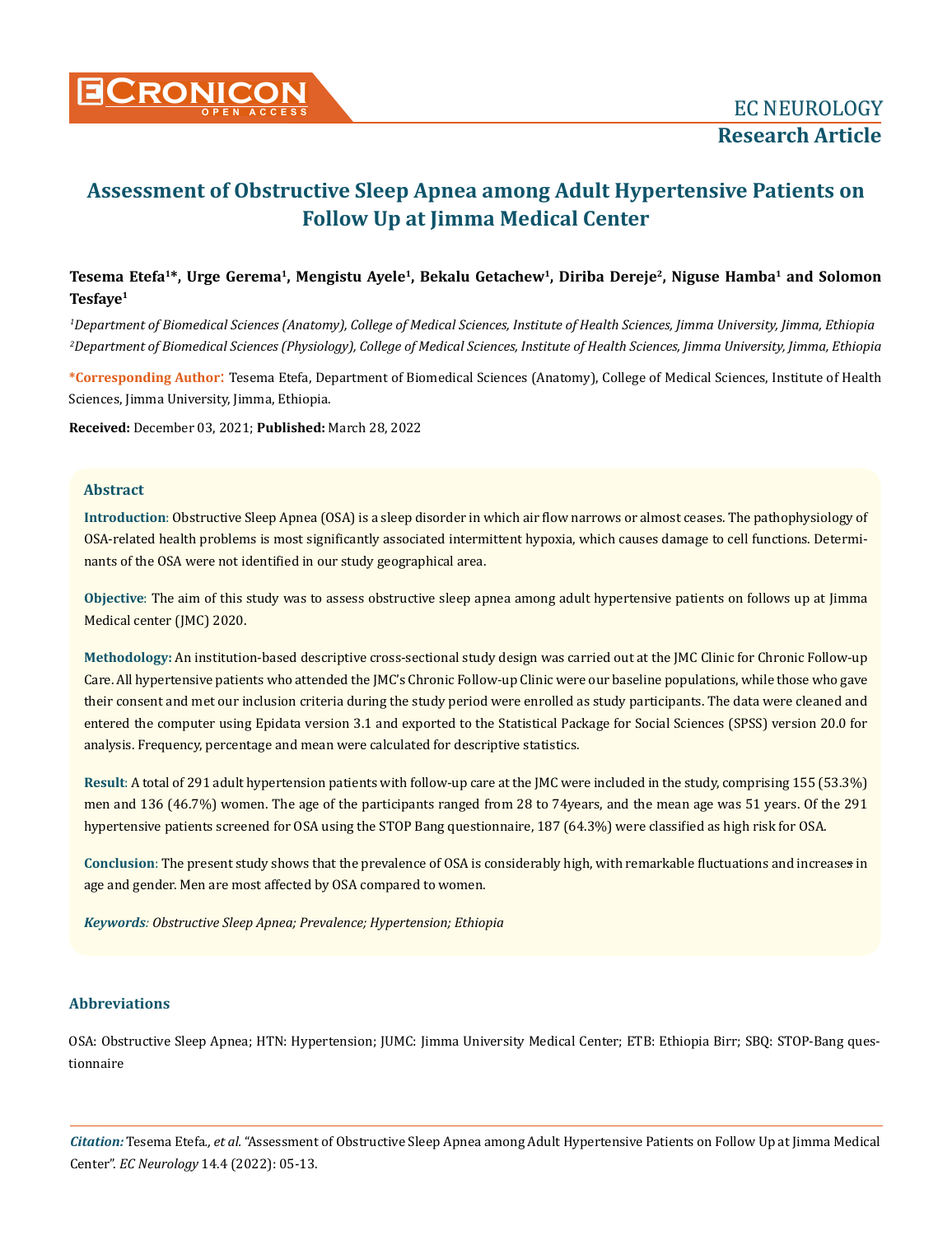# Assessment of Obstructive Sleep Apnea among Adult Hypertensive Patients on Follow Up at Jimma Medical Center

**Tesema Etefa[1]*, Urge Gerema[1], Mengistu Ayele[1], Bekalu Getachew[1], Diriba Dereje[2], Niguse Hamba[1] and Solomon Tesfaye[1]**

*[1]Department of Biomedical Sciences (Anatomy), College of Medical Sciences, Institute of Health Sciences, Jimma University, Jimma, Ethiopia*

*[2]Department of Biomedical Sciences (Physiology), College of Medical Sciences, Institute of Health Sciences, Jimma University, Jimma, Ethiopia*

**\*Corresponding Author:** Tesema Etefa, Department of Biomedical Sciences (Anatomy), College of Medical Sciences, Institute of Health Sciences, Jimma University, Jimma, Ethiopia.

**Received:** December 03, 2021; **Published:** March 28, 2022

## Abstract

**Introduction**: Obstructive Sleep Apnea (OSA) is a sleep disorder in which air flow narrows or almost ceases. The pathophysiology of OSA-related health problems is most significantly associated intermittent hypoxia, which causes damage to cell functions. Determinants of the OSA were not identified in our study geographical area.

**Objective**: The aim of this study was to assess obstructive sleep apnea among adult hypertensive patients on follows up at Jimma Medical center (JMC) 2020.

**Methodology:** An institution-based descriptive cross-sectional study design was carried out at the JMC Clinic for Chronic Follow-up Care. All hypertensive patients who attended the JMC's Chronic Follow-up Clinic were our baseline populations, while those who gave their consent and met our inclusion criteria during the study period were enrolled as study participants. The data were cleaned and entered the computer using Epidata version 3.1 and exported to the Statistical Package for Social Sciences (SPSS) version 20.0 for analysis. Frequency, percentage and mean were calculated for descriptive statistics.

**Result**: A total of 291 adult hypertension patients with follow-up care at the JMC were included in the study, comprising 155 (53.3%) men and 136 (46.7%) women. The age of the participants ranged from 28 to 74years, and the mean age was 51 years. Of the 291 hypertensive patients screened for OSA using the STOP Bang questionnaire, 187 (64.3%) were classified as high risk for OSA.

**Conclusion**: The present study shows that the prevalence of OSA is considerably high, with remarkable fluctuations and increases in age and gender. Men are most affected by OSA compared to women.

***Keywords**: Obstructive Sleep Apnea; Prevalence; Hypertension; Ethiopia*

## Abbreviations

OSA: Obstructive Sleep Apnea; HTN: Hypertension; JUMC: Jimma University Medical Center; ETB: Ethiopia Birr; SBQ: STOP-Bang questionnaire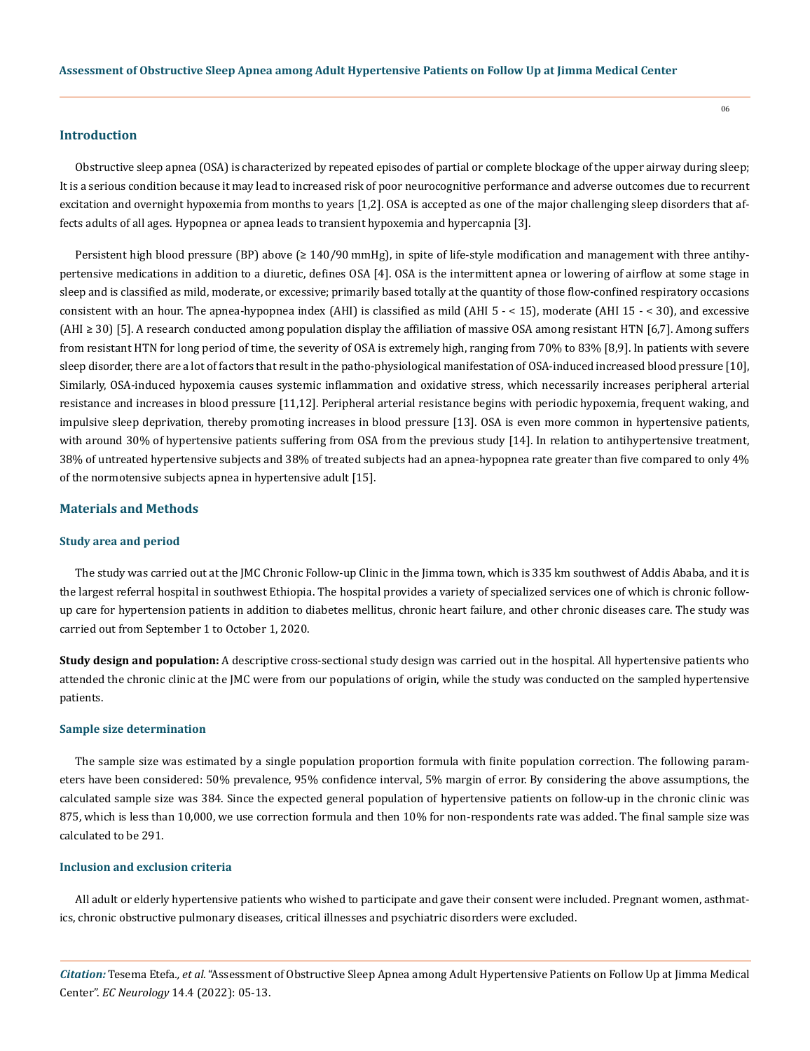## Introduction

Obstructive sleep apnea (OSA) is characterized by repeated episodes of partial or complete blockage of the upper airway during sleep; It is a serious condition because it may lead to increased risk of poor neurocognitive performance and adverse outcomes due to recurrent excitation and overnight hypoxemia from months to years [1,2]. OSA is accepted as one of the major challenging sleep disorders that affects adults of all ages. Hypopnea or apnea leads to transient hypoxemia and hypercapnia [3].

Persistent high blood pressure (BP) above (≥ 140/90 mmHg), in spite of life-style modification and management with three antihypertensive medications in addition to a diuretic, defines OSA [4]. OSA is the intermittent apnea or lowering of airflow at some stage in sleep and is classified as mild, moderate, or excessive; primarily based totally at the quantity of those flow-confined respiratory occasions consistent with an hour. The apnea-hypopnea index (AHI) is classified as mild (AHI 5 - < 15), moderate (AHI 15 - < 30), and excessive (AHI ≥ 30) [5]. A research conducted among population display the affiliation of massive OSA among resistant HTN [6,7]. Among suffers from resistant HTN for long period of time, the severity of OSA is extremely high, ranging from 70% to 83% [8,9]. In patients with severe sleep disorder, there are a lot of factors that result in the patho-physiological manifestation of OSA-induced increased blood pressure [10], Similarly, OSA-induced hypoxemia causes systemic inflammation and oxidative stress, which necessarily increases peripheral arterial resistance and increases in blood pressure [11,12]. Peripheral arterial resistance begins with periodic hypoxemia, frequent waking, and impulsive sleep deprivation, thereby promoting increases in blood pressure [13]. OSA is even more common in hypertensive patients, with around 30% of hypertensive patients suffering from OSA from the previous study [14]. In relation to antihypertensive treatment, 38% of untreated hypertensive subjects and 38% of treated subjects had an apnea-hypopnea rate greater than five compared to only 4% of the normotensive subjects apnea in hypertensive adult [15].

## Materials and Methods

### Study area and period

The study was carried out at the JMC Chronic Follow-up Clinic in the Jimma town, which is 335 km southwest of Addis Ababa, and it is the largest referral hospital in southwest Ethiopia. The hospital provides a variety of specialized services one of which is chronic follow-up care for hypertension patients in addition to diabetes mellitus, chronic heart failure, and other chronic diseases care. The study was carried out from September 1 to October 1, 2020.

**Study design and population:** A descriptive cross-sectional study design was carried out in the hospital. All hypertensive patients who attended the chronic clinic at the JMC were from our populations of origin, while the study was conducted on the sampled hypertensive patients.

### Sample size determination

The sample size was estimated by a single population proportion formula with finite population correction. The following parameters have been considered: 50% prevalence, 95% confidence interval, 5% margin of error. By considering the above assumptions, the calculated sample size was 384. Since the expected general population of hypertensive patients on follow-up in the chronic clinic was 875, which is less than 10,000, we use correction formula and then 10% for non-respondents rate was added. The final sample size was calculated to be 291.

### Inclusion and exclusion criteria

All adult or elderly hypertensive patients who wished to participate and gave their consent were included. Pregnant women, asthmatics, chronic obstructive pulmonary diseases, critical illnesses and psychiatric disorders were excluded.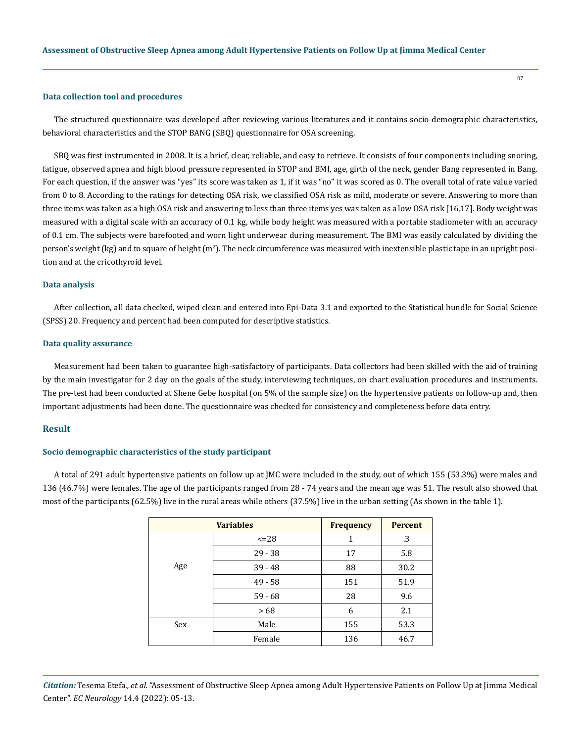### Data collection tool and procedures

The structured questionnaire was developed after reviewing various literatures and it contains socio-demographic characteristics, behavioral characteristics and the STOP BANG (SBQ) questionnaire for OSA screening.

SBQ was first instrumented in 2008. It is a brief, clear, reliable, and easy to retrieve. It consists of four components including snoring, fatigue, observed apnea and high blood pressure represented in STOP and BMI, age, girth of the neck, gender Bang represented in Bang. For each question, if the answer was "yes" its score was taken as 1, if it was "no" it was scored as 0. The overall total of rate value varied from 0 to 8. According to the ratings for detecting OSA risk, we classified OSA risk as mild, moderate or severe. Answering to more than three items was taken as a high OSA risk and answering to less than three items yes was taken as a low OSA risk [16,17]. Body weight was measured with a digital scale with an accuracy of 0.1 kg, while body height was measured with a portable stadiometer with an accuracy of 0.1 cm. The subjects were barefooted and worn light underwear during measurement. The BMI was easily calculated by dividing the person's weight (kg) and to square of height ($m^2$). The neck circumference was measured with inextensible plastic tape in an upright position and at the cricothyroid level.

### Data analysis

After collection, all data checked, wiped clean and entered into Epi-Data 3.1 and exported to the Statistical bundle for Social Science (SPSS) 20. Frequency and percent had been computed for descriptive statistics.

### Data quality assurance

Measurement had been taken to guarantee high-satisfactory of participants. Data collectors had been skilled with the aid of training by the main investigator for 2 day on the goals of the study, interviewing techniques, on chart evaluation procedures and instruments. The pre-test had been conducted at Shene Gebe hospital (on 5% of the sample size) on the hypertensive patients on follow-up and, then important adjustments had been done. The questionnaire was checked for consistency and completeness before data entry.

## Result

### Socio demographic characteristics of the study participant

A total of 291 adult hypertensive patients on follow up at JMC were included in the study, out of which 155 (53.3%) were males and 136 (46.7%) were females. The age of the participants ranged from 28 - 74 years and the mean age was 51. The result also showed that most of the participants (62.5%) live in the rural areas while others (37.5%) live in the urban setting (As shown in the table 1).

| Variables | | Frequency | Percent |
|---|---|---|---|
| Age | <=28 | 1 | .3 |
| | 29 - 38 | 17 | 5.8 |
| | 39 - 48 | 88 | 30.2 |
| | 49 - 58 | 151 | 51.9 |
| | 59 - 68 | 28 | 9.6 |
| | > 68 | 6 | 2.1 |
| Sex | Male | 155 | 53.3 |
| | Female | 136 | 46.7 |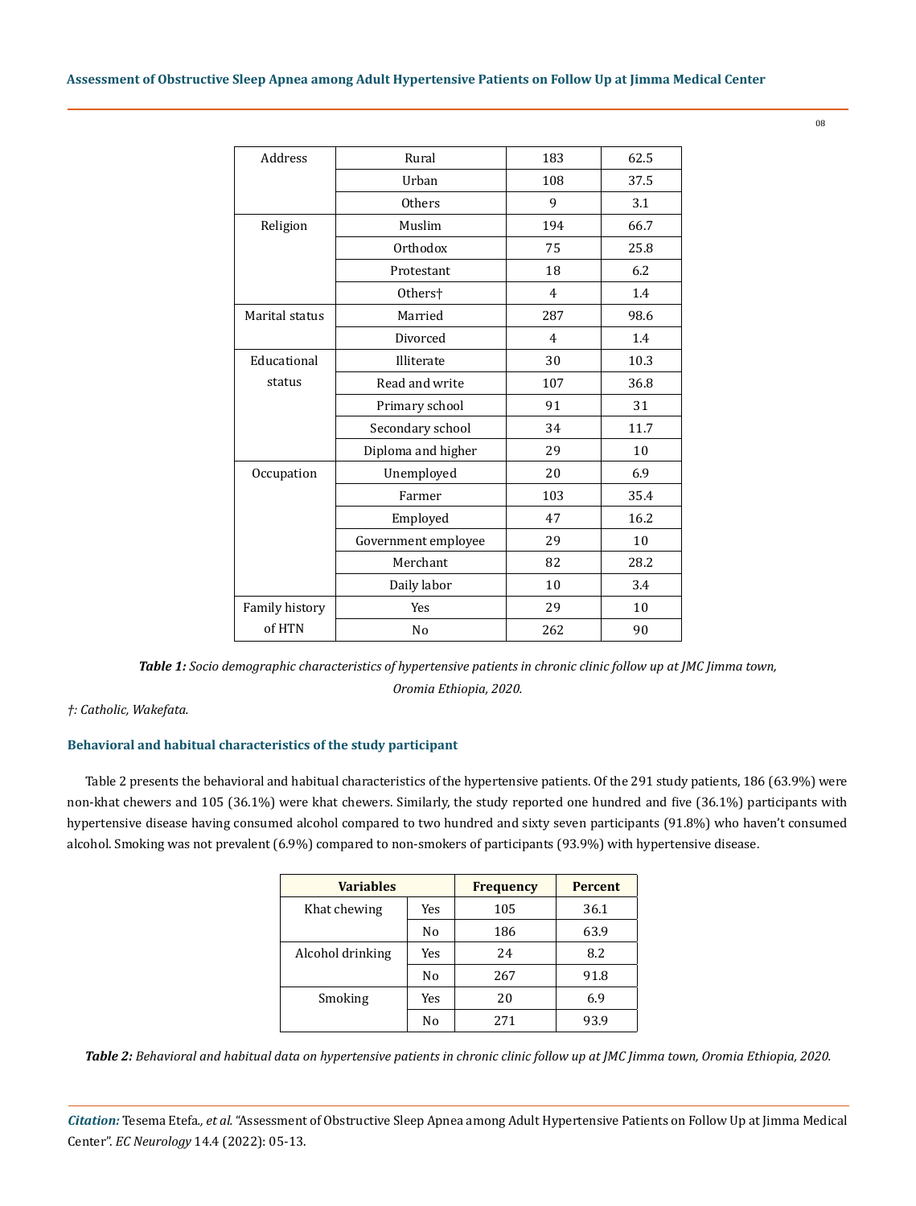| | | | |
|---|---|---|---|
| Address | Rural | 183 | 62.5 |
| | Urban | 108 | 37.5 |
| | Others | 9 | 3.1 |
| Religion | Muslim | 194 | 66.7 |
| | Orthodox | 75 | 25.8 |
| | Protestant | 18 | 6.2 |
| | Others† | 4 | 1.4 |
| Marital status | Married | 287 | 98.6 |
| | Divorced | 4 | 1.4 |
| Educational status | Illiterate | 30 | 10.3 |
| | Read and write | 107 | 36.8 |
| | Primary school | 91 | 31 |
| | Secondary school | 34 | 11.7 |
| | Diploma and higher | 29 | 10 |
| Occupation | Unemployed | 20 | 6.9 |
| | Farmer | 103 | 35.4 |
| | Employed | 47 | 16.2 |
| | Government employee | 29 | 10 |
| | Merchant | 82 | 28.2 |
| | Daily labor | 10 | 3.4 |
| Family history of HTN | Yes | 29 | 10 |
| | No | 262 | 90 |

***Table 1:*** *Socio demographic characteristics of hypertensive patients in chronic clinic follow up at JMC Jimma town, Oromia Ethiopia, 2020.*

*†: Catholic, Wakefata.*

### Behavioral and habitual characteristics of the study participant

Table 2 presents the behavioral and habitual characteristics of the hypertensive patients. Of the 291 study patients, 186 (63.9%) were non-khat chewers and 105 (36.1%) were khat chewers. Similarly, the study reported one hundred and five (36.1%) participants with hypertensive disease having consumed alcohol compared to two hundred and sixty seven participants (91.8%) who haven't consumed alcohol. Smoking was not prevalent (6.9%) compared to non-smokers of participants (93.9%) with hypertensive disease.

| Variables | | Frequency | Percent |
|---|---|---|---|
| Khat chewing | Yes | 105 | 36.1 |
| | No | 186 | 63.9 |
| Alcohol drinking | Yes | 24 | 8.2 |
| | No | 267 | 91.8 |
| Smoking | Yes | 20 | 6.9 |
| | No | 271 | 93.9 |

***Table 2:*** *Behavioral and habitual data on hypertensive patients in chronic clinic follow up at JMC Jimma town, Oromia Ethiopia, 2020.*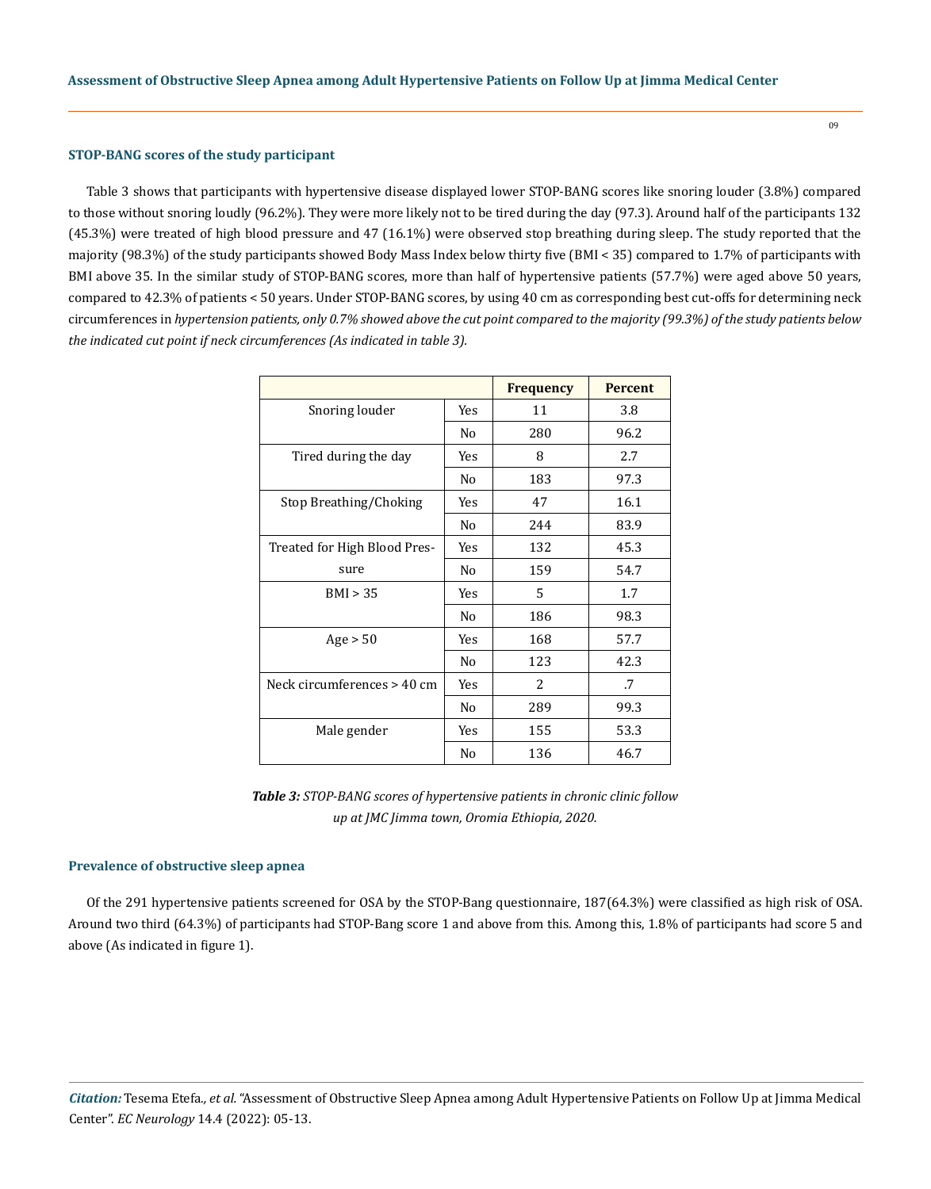### STOP-BANG scores of the study participant

Table 3 shows that participants with hypertensive disease displayed lower STOP-BANG scores like snoring louder (3.8%) compared to those without snoring loudly (96.2%). They were more likely not to be tired during the day (97.3). Around half of the participants 132 (45.3%) were treated of high blood pressure and 47 (16.1%) were observed stop breathing during sleep. The study reported that the majority (98.3%) of the study participants showed Body Mass Index below thirty five (BMI < 35) compared to 1.7% of participants with BMI above 35. In the similar study of STOP-BANG scores, more than half of hypertensive patients (57.7%) were aged above 50 years, compared to 42.3% of patients < 50 years. Under STOP-BANG scores, by using 40 cm as corresponding best cut-offs for determining neck circumferences in *hypertension patients, only 0.7% showed above the cut point compared to the majority (99.3%) of the study patients below the indicated cut point if neck circumferences (As indicated in table 3).*

| | | Frequency | Percent |
|---|---|---|---|
| Snoring louder | Yes | 11 | 3.8 |
| | No | 280 | 96.2 |
| Tired during the day | Yes | 8 | 2.7 |
| | No | 183 | 97.3 |
| Stop Breathing/Choking | Yes | 47 | 16.1 |
| | No | 244 | 83.9 |
| Treated for High Blood Pressure | Yes | 132 | 45.3 |
| | No | 159 | 54.7 |
| BMI > 35 | Yes | 5 | 1.7 |
| | No | 186 | 98.3 |
| Age > 50 | Yes | 168 | 57.7 |
| | No | 123 | 42.3 |
| Neck circumferences > 40 cm | Yes | 2 | .7 |
| | No | 289 | 99.3 |
| Male gender | Yes | 155 | 53.3 |
| | No | 136 | 46.7 |

***Table 3:*** *STOP-BANG scores of hypertensive patients in chronic clinic follow up at JMC Jimma town, Oromia Ethiopia, 2020.*

### Prevalence of obstructive sleep apnea

Of the 291 hypertensive patients screened for OSA by the STOP-Bang questionnaire, 187(64.3%) were classified as high risk of OSA. Around two third (64.3%) of participants had STOP-Bang score 1 and above from this. Among this, 1.8% of participants had score 5 and above (As indicated in figure 1).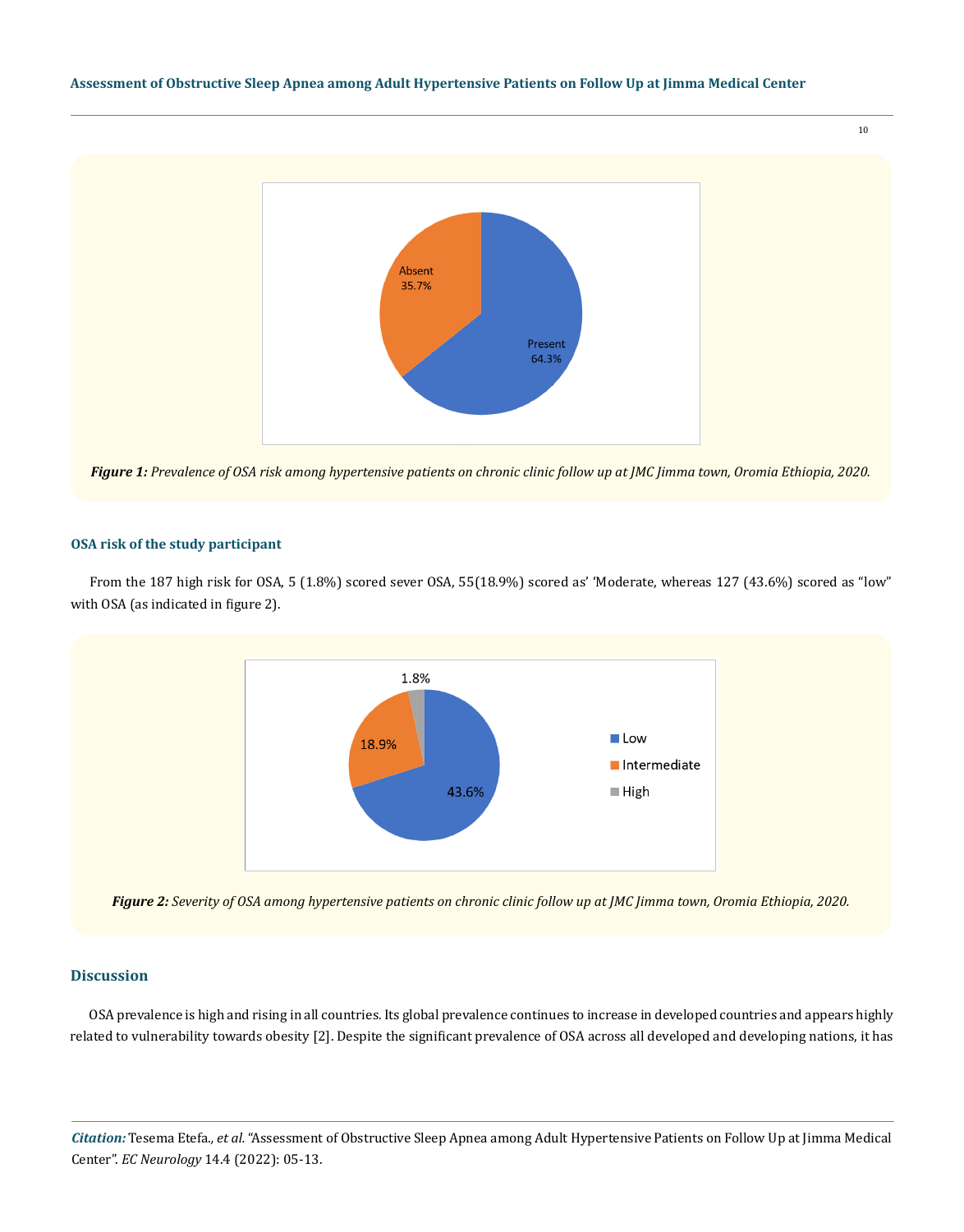Figure 1: *Prevalence of OSA risk among hypertensive patients on chronic clinic follow up at JMC Jimma town, Oromia Ethiopia, 2020.*

#### OSA risk of the study participant

From the 187 high risk for OSA, 5 (1.8%) scored sever OSA, 55(18.9%) scored as' 'Moderate, whereas 127 (43.6%) scored as "low" with OSA (as indicated in figure 2).

Figure 2: *Severity of OSA among hypertensive patients on chronic clinic follow up at JMC Jimma town, Oromia Ethiopia, 2020.*

## Discussion

OSA prevalence is high and rising in all countries. Its global prevalence continues to increase in developed countries and appears highly related to vulnerability towards obesity [2]. Despite the significant prevalence of OSA across all developed and developing nations, it has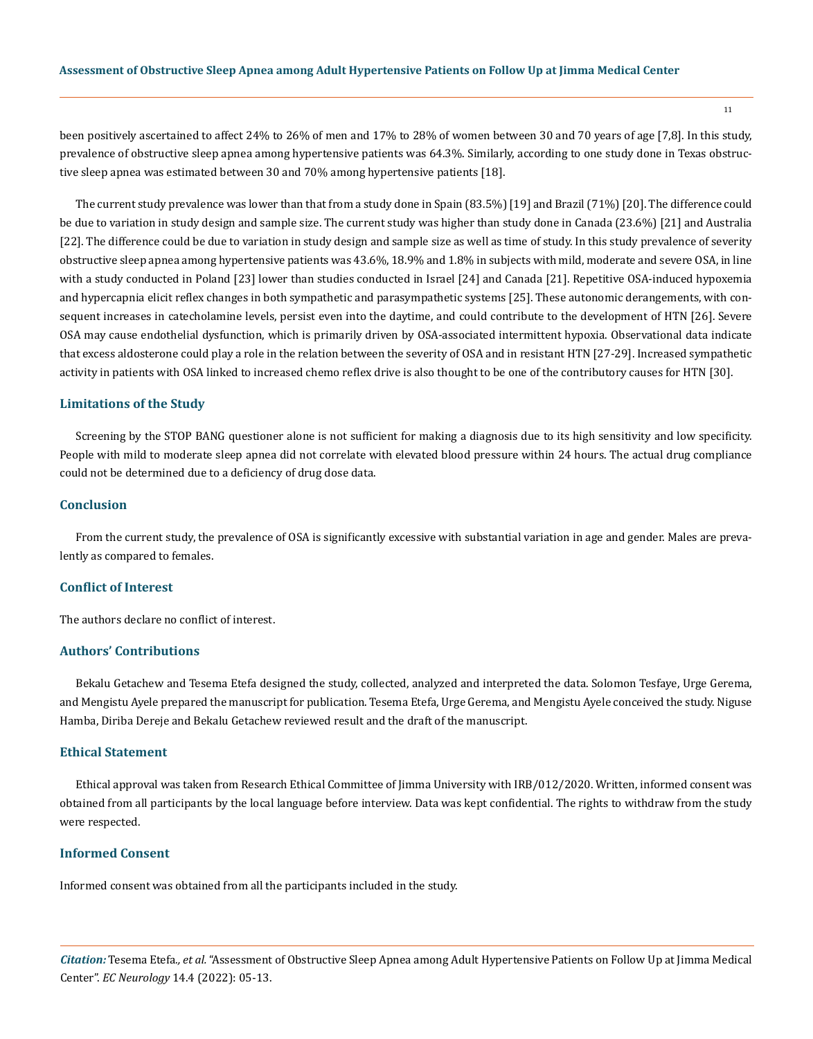been positively ascertained to affect 24% to 26% of men and 17% to 28% of women between 30 and 70 years of age [7,8]. In this study, prevalence of obstructive sleep apnea among hypertensive patients was 64.3%. Similarly, according to one study done in Texas obstructive sleep apnea was estimated between 30 and 70% among hypertensive patients [18].

The current study prevalence was lower than that from a study done in Spain (83.5%) [19] and Brazil (71%) [20]. The difference could be due to variation in study design and sample size. The current study was higher than study done in Canada (23.6%) [21] and Australia [22]. The difference could be due to variation in study design and sample size as well as time of study. In this study prevalence of severity obstructive sleep apnea among hypertensive patients was 43.6%, 18.9% and 1.8% in subjects with mild, moderate and severe OSA, in line with a study conducted in Poland [23] lower than studies conducted in Israel [24] and Canada [21]. Repetitive OSA-induced hypoxemia and hypercapnia elicit reflex changes in both sympathetic and parasympathetic systems [25]. These autonomic derangements, with consequent increases in catecholamine levels, persist even into the daytime, and could contribute to the development of HTN [26]. Severe OSA may cause endothelial dysfunction, which is primarily driven by OSA-associated intermittent hypoxia. Observational data indicate that excess aldosterone could play a role in the relation between the severity of OSA and in resistant HTN [27-29]. Increased sympathetic activity in patients with OSA linked to increased chemo reflex drive is also thought to be one of the contributory causes for HTN [30].

## Limitations of the Study

Screening by the STOP BANG questioner alone is not sufficient for making a diagnosis due to its high sensitivity and low specificity. People with mild to moderate sleep apnea did not correlate with elevated blood pressure within 24 hours. The actual drug compliance could not be determined due to a deficiency of drug dose data.

## Conclusion

From the current study, the prevalence of OSA is significantly excessive with substantial variation in age and gender. Males are prevalently as compared to females.

## Conflict of Interest

The authors declare no conflict of interest.

## Authors' Contributions

Bekalu Getachew and Tesema Etefa designed the study, collected, analyzed and interpreted the data. Solomon Tesfaye, Urge Gerema, and Mengistu Ayele prepared the manuscript for publication. Tesema Etefa, Urge Gerema, and Mengistu Ayele conceived the study. Niguse Hamba, Diriba Dereje and Bekalu Getachew reviewed result and the draft of the manuscript.

## Ethical Statement

Ethical approval was taken from Research Ethical Committee of Jimma University with IRB/012/2020. Written, informed consent was obtained from all participants by the local language before interview. Data was kept confidential. The rights to withdraw from the study were respected.

## Informed Consent

Informed consent was obtained from all the participants included in the study.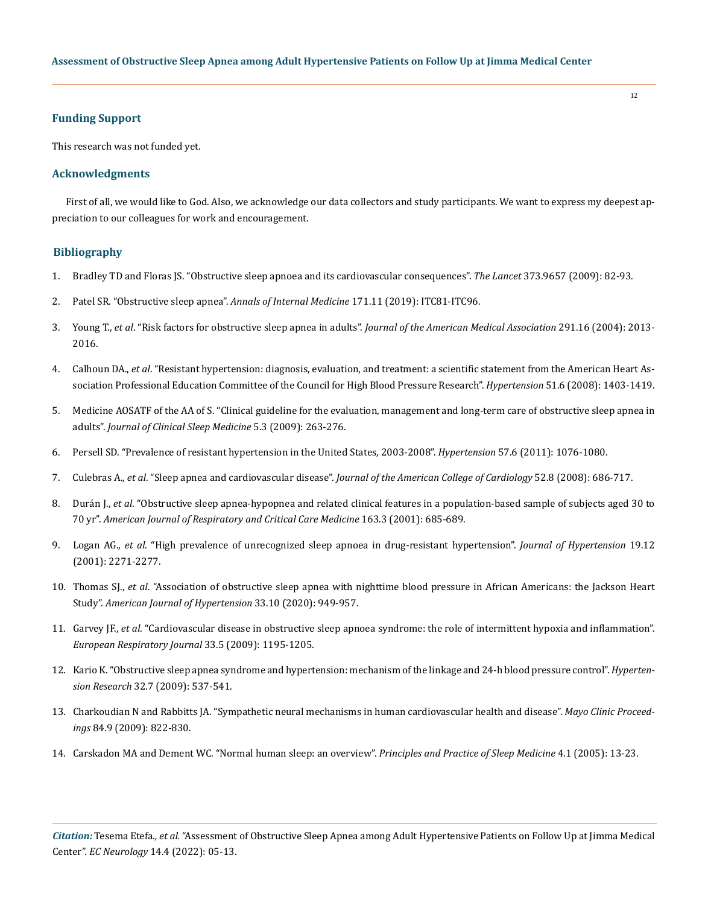## Funding Support

This research was not funded yet.

## Acknowledgments

First of all, we would like to God. Also, we acknowledge our data collectors and study participants. We want to express my deepest appreciation to our colleagues for work and encouragement.

## Bibliography

1. Bradley TD and Floras JS. "Obstructive sleep apnoea and its cardiovascular consequences". *The Lancet* 373.9657 (2009): 82-93.
2. Patel SR. "Obstructive sleep apnea". *Annals of Internal Medicine* 171.11 (2019): ITC81-ITC96.
3. Young T., *et al*. "Risk factors for obstructive sleep apnea in adults". *Journal of the American Medical Association* 291.16 (2004): 2013-2016.
4. Calhoun DA., *et al*. "Resistant hypertension: diagnosis, evaluation, and treatment: a scientific statement from the American Heart Association Professional Education Committee of the Council for High Blood Pressure Research". *Hypertension* 51.6 (2008): 1403-1419.
5. Medicine AOSATF of the AA of S. "Clinical guideline for the evaluation, management and long-term care of obstructive sleep apnea in adults". *Journal of Clinical Sleep Medicine* 5.3 (2009): 263-276.
6. Persell SD. "Prevalence of resistant hypertension in the United States, 2003-2008". *Hypertension* 57.6 (2011): 1076-1080.
7. Culebras A., *et al*. "Sleep apnea and cardiovascular disease". *Journal of the American College of Cardiology* 52.8 (2008): 686-717.
8. Durán J., *et al*. "Obstructive sleep apnea-hypopnea and related clinical features in a population-based sample of subjects aged 30 to 70 yr". *American Journal of Respiratory and Critical Care Medicine* 163.3 (2001): 685-689.
9. Logan AG., *et al*. "High prevalence of unrecognized sleep apnoea in drug-resistant hypertension". *Journal of Hypertension* 19.12 (2001): 2271-2277.
10. Thomas SJ., *et al*. "Association of obstructive sleep apnea with nighttime blood pressure in African Americans: the Jackson Heart Study". *American Journal of Hypertension* 33.10 (2020): 949-957.
11. Garvey JF., *et al*. "Cardiovascular disease in obstructive sleep apnoea syndrome: the role of intermittent hypoxia and inflammation". *European Respiratory Journal* 33.5 (2009): 1195-1205.
12. Kario K. "Obstructive sleep apnea syndrome and hypertension: mechanism of the linkage and 24-h blood pressure control". *Hypertension Research* 32.7 (2009): 537-541.
13. Charkoudian N and Rabbitts JA. "Sympathetic neural mechanisms in human cardiovascular health and disease". *Mayo Clinic Proceedings* 84.9 (2009): 822-830.
14. Carskadon MA and Dement WC. "Normal human sleep: an overview". *Principles and Practice of Sleep Medicine* 4.1 (2005): 13-23.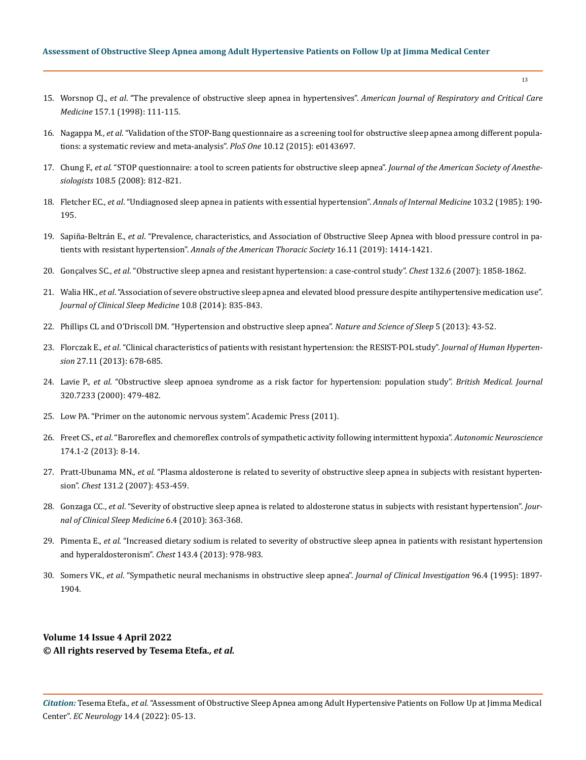15. Worsnop CJ., *et al*. "The prevalence of obstructive sleep apnea in hypertensives". *American Journal of Respiratory and Critical Care Medicine* 157.1 (1998): 111-115.
16. Nagappa M., *et al*. "Validation of the STOP-Bang questionnaire as a screening tool for obstructive sleep apnea among different populations: a systematic review and meta-analysis". *PloS One* 10.12 (2015): e0143697.
17. Chung F., *et al*. "STOP questionnaire: a tool to screen patients for obstructive sleep apnea". *Journal of the American Society of Anesthesiologists* 108.5 (2008): 812-821.
18. Fletcher EC., *et al*. "Undiagnosed sleep apnea in patients with essential hypertension". *Annals of Internal Medicine* 103.2 (1985): 190-195.
19. Sapiña-Beltrán E., *et al*. "Prevalence, characteristics, and Association of Obstructive Sleep Apnea with blood pressure control in patients with resistant hypertension". *Annals of the American Thoracic Society* 16.11 (2019): 1414-1421.
20. Gonçalves SC., *et al*. "Obstructive sleep apnea and resistant hypertension: a case-control study". *Chest* 132.6 (2007): 1858-1862.
21. Walia HK., *et al*. "Association of severe obstructive sleep apnea and elevated blood pressure despite antihypertensive medication use". *Journal of Clinical Sleep Medicine* 10.8 (2014): 835-843.
22. Phillips CL and O'Driscoll DM. "Hypertension and obstructive sleep apnea". *Nature and Science of Sleep* 5 (2013): 43-52.
23. Florczak E., *et al*. "Clinical characteristics of patients with resistant hypertension: the RESIST-POL study". *Journal of Human Hypertension* 27.11 (2013): 678-685.
24. Lavie P., *et al*. "Obstructive sleep apnoea syndrome as a risk factor for hypertension: population study". *British Medical. Journal* 320.7233 (2000): 479-482.
25. Low PA. "Primer on the autonomic nervous system". Academic Press (2011).
26. Freet CS., *et al*. "Baroreflex and chemoreflex controls of sympathetic activity following intermittent hypoxia". *Autonomic Neuroscience* 174.1-2 (2013): 8-14.
27. Pratt-Ubunama MN., *et al*. "Plasma aldosterone is related to severity of obstructive sleep apnea in subjects with resistant hypertension". *Chest* 131.2 (2007): 453-459.
28. Gonzaga CC., *et al*. "Severity of obstructive sleep apnea is related to aldosterone status in subjects with resistant hypertension". *Journal of Clinical Sleep Medicine* 6.4 (2010): 363-368.
29. Pimenta E., *et al*. "Increased dietary sodium is related to severity of obstructive sleep apnea in patients with resistant hypertension and hyperaldosteronism". *Chest* 143.4 (2013): 978-983.
30. Somers VK., *et al*. "Sympathetic neural mechanisms in obstructive sleep apnea". *Journal of Clinical Investigation* 96.4 (1995): 1897-1904.

**Volume 14 Issue 4 April 2022**
**© All rights reserved by Tesema Etefa., *et al.***